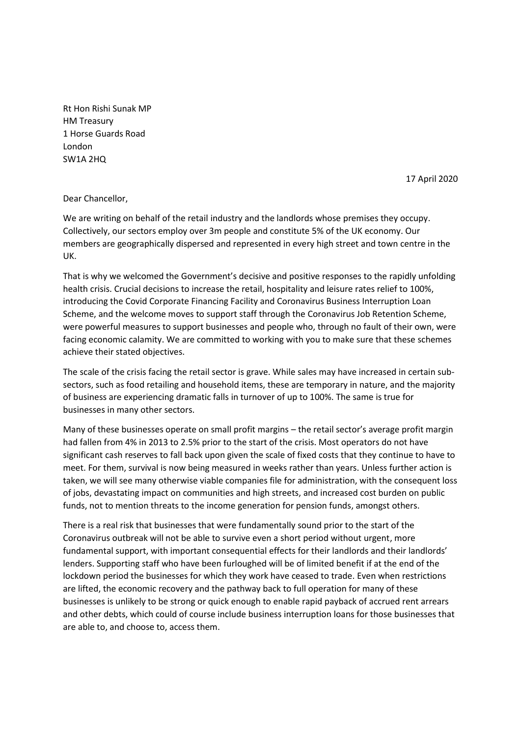Rt Hon Rishi Sunak MP
HM Treasury
1 Horse Guards Road
London
SW1A 2HQ

17 April 2020

Dear Chancellor,

We are writing on behalf of the retail industry and the landlords whose premises they occupy. Collectively, our sectors employ over 3m people and constitute 5% of the UK economy. Our members are geographically dispersed and represented in every high street and town centre in the UK.

That is why we welcomed the Government's decisive and positive responses to the rapidly unfolding health crisis. Crucial decisions to increase the retail, hospitality and leisure rates relief to 100%, introducing the Covid Corporate Financing Facility and Coronavirus Business Interruption Loan Scheme, and the welcome moves to support staff through the Coronavirus Job Retention Scheme, were powerful measures to support businesses and people who, through no fault of their own, were facing economic calamity. We are committed to working with you to make sure that these schemes achieve their stated objectives.

The scale of the crisis facing the retail sector is grave. While sales may have increased in certain sub-sectors, such as food retailing and household items, these are temporary in nature, and the majority of business are experiencing dramatic falls in turnover of up to 100%. The same is true for businesses in many other sectors.

Many of these businesses operate on small profit margins – the retail sector's average profit margin had fallen from 4% in 2013 to 2.5% prior to the start of the crisis. Most operators do not have significant cash reserves to fall back upon given the scale of fixed costs that they continue to have to meet. For them, survival is now being measured in weeks rather than years. Unless further action is taken, we will see many otherwise viable companies file for administration, with the consequent loss of jobs, devastating impact on communities and high streets, and increased cost burden on public funds, not to mention threats to the income generation for pension funds, amongst others.

There is a real risk that businesses that were fundamentally sound prior to the start of the Coronavirus outbreak will not be able to survive even a short period without urgent, more fundamental support, with important consequential effects for their landlords and their landlords' lenders. Supporting staff who have been furloughed will be of limited benefit if at the end of the lockdown period the businesses for which they work have ceased to trade. Even when restrictions are lifted, the economic recovery and the pathway back to full operation for many of these businesses is unlikely to be strong or quick enough to enable rapid payback of accrued rent arrears and other debts, which could of course include business interruption loans for those businesses that are able to, and choose to, access them.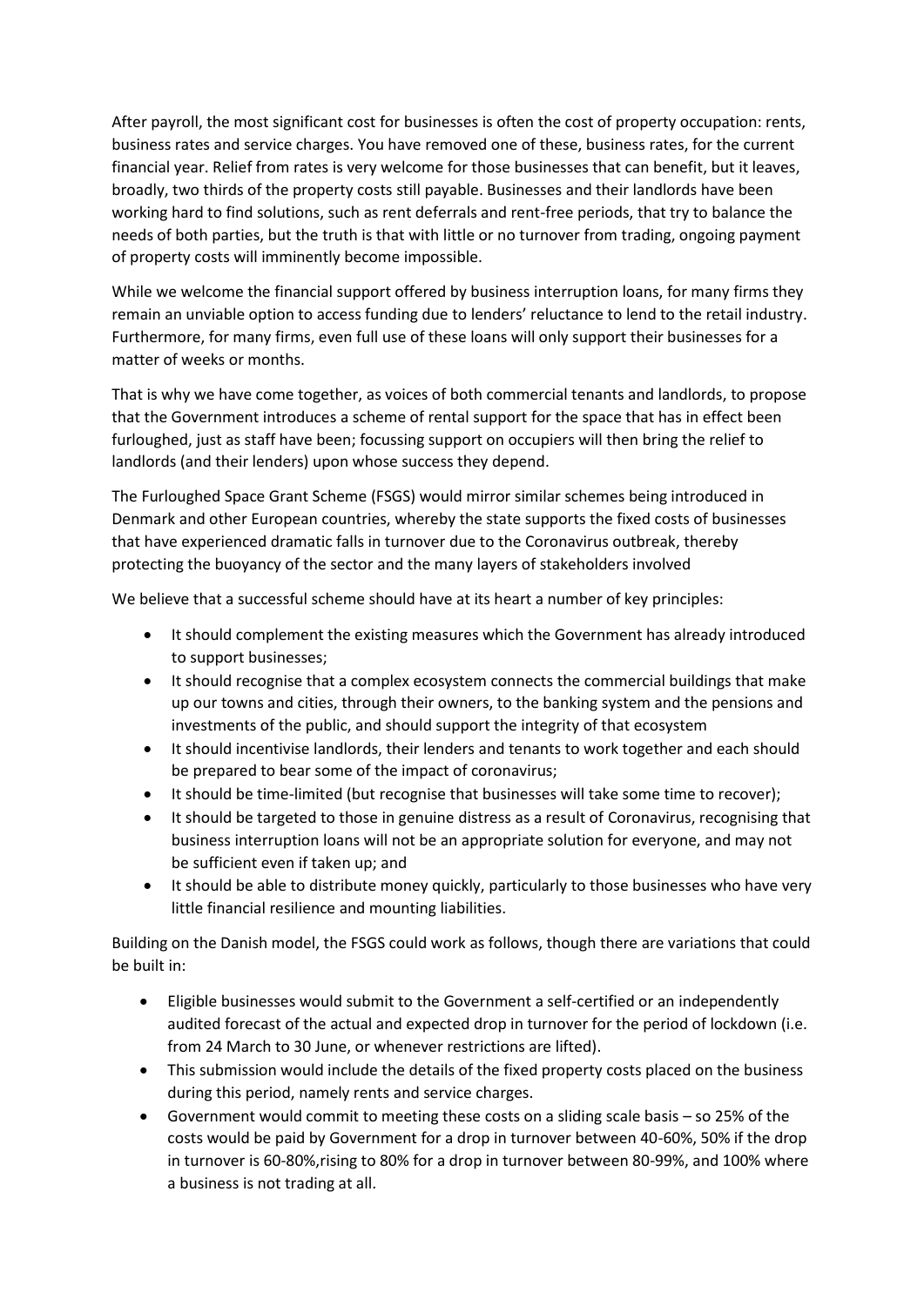After payroll, the most significant cost for businesses is often the cost of property occupation: rents, business rates and service charges. You have removed one of these, business rates, for the current financial year. Relief from rates is very welcome for those businesses that can benefit, but it leaves, broadly, two thirds of the property costs still payable. Businesses and their landlords have been working hard to find solutions, such as rent deferrals and rent-free periods, that try to balance the needs of both parties, but the truth is that with little or no turnover from trading, ongoing payment of property costs will imminently become impossible.

While we welcome the financial support offered by business interruption loans, for many firms they remain an unviable option to access funding due to lenders' reluctance to lend to the retail industry. Furthermore, for many firms, even full use of these loans will only support their businesses for a matter of weeks or months.

That is why we have come together, as voices of both commercial tenants and landlords, to propose that the Government introduces a scheme of rental support for the space that has in effect been furloughed, just as staff have been; focussing support on occupiers will then bring the relief to landlords (and their lenders) upon whose success they depend.

The Furloughed Space Grant Scheme (FSGS) would mirror similar schemes being introduced in Denmark and other European countries, whereby the state supports the fixed costs of businesses that have experienced dramatic falls in turnover due to the Coronavirus outbreak, thereby protecting the buoyancy of the sector and the many layers of stakeholders involved

We believe that a successful scheme should have at its heart a number of key principles:

- It should complement the existing measures which the Government has already introduced to support businesses;
- It should recognise that a complex ecosystem connects the commercial buildings that make up our towns and cities, through their owners, to the banking system and the pensions and investments of the public, and should support the integrity of that ecosystem
- It should incentivise landlords, their lenders and tenants to work together and each should be prepared to bear some of the impact of coronavirus;
- It should be time-limited (but recognise that businesses will take some time to recover);
- It should be targeted to those in genuine distress as a result of Coronavirus, recognising that business interruption loans will not be an appropriate solution for everyone, and may not be sufficient even if taken up; and
- It should be able to distribute money quickly, particularly to those businesses who have very little financial resilience and mounting liabilities.

Building on the Danish model, the FSGS could work as follows, though there are variations that could be built in:

- Eligible businesses would submit to the Government a self-certified or an independently audited forecast of the actual and expected drop in turnover for the period of lockdown (i.e. from 24 March to 30 June, or whenever restrictions are lifted).
- This submission would include the details of the fixed property costs placed on the business during this period, namely rents and service charges.
- Government would commit to meeting these costs on a sliding scale basis – so 25% of the costs would be paid by Government for a drop in turnover between 40-60%, 50% if the drop in turnover is 60-80%,rising to 80% for a drop in turnover between 80-99%, and 100% where a business is not trading at all.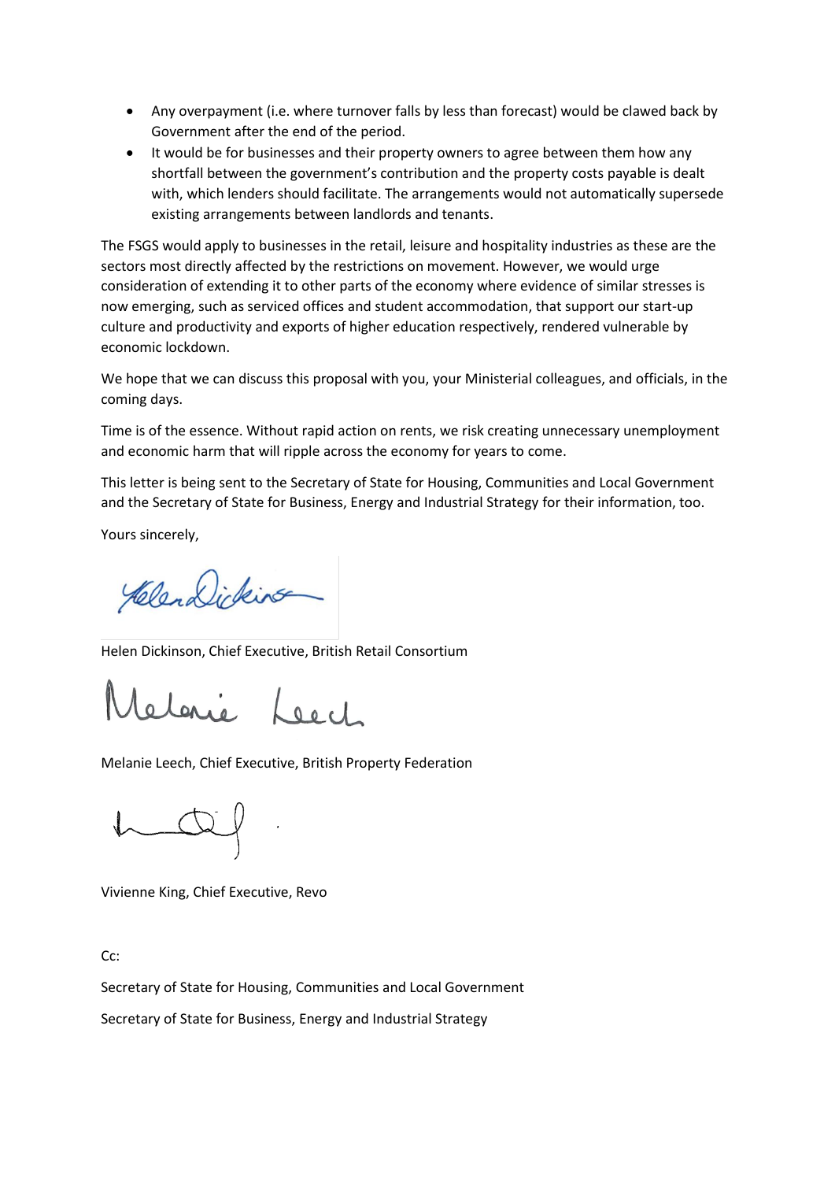- Any overpayment (i.e. where turnover falls by less than forecast) would be clawed back by Government after the end of the period.
- It would be for businesses and their property owners to agree between them how any shortfall between the government's contribution and the property costs payable is dealt with, which lenders should facilitate. The arrangements would not automatically supersede existing arrangements between landlords and tenants.

The FSGS would apply to businesses in the retail, leisure and hospitality industries as these are the sectors most directly affected by the restrictions on movement. However, we would urge consideration of extending it to other parts of the economy where evidence of similar stresses is now emerging, such as serviced offices and student accommodation, that support our start-up culture and productivity and exports of higher education respectively, rendered vulnerable by economic lockdown.

We hope that we can discuss this proposal with you, your Ministerial colleagues, and officials, in the coming days.

Time is of the essence. Without rapid action on rents, we risk creating unnecessary unemployment and economic harm that will ripple across the economy for years to come.

This letter is being sent to the Secretary of State for Housing, Communities and Local Government and the Secretary of State for Business, Energy and Industrial Strategy for their information, too.

Yours sincerely,

Helen Dickinson, Chief Executive, British Retail Consortium

Melanie Leech, Chief Executive, British Property Federation

Vivienne King, Chief Executive, Revo

Cc:

Secretary of State for Housing, Communities and Local Government

Secretary of State for Business, Energy and Industrial Strategy